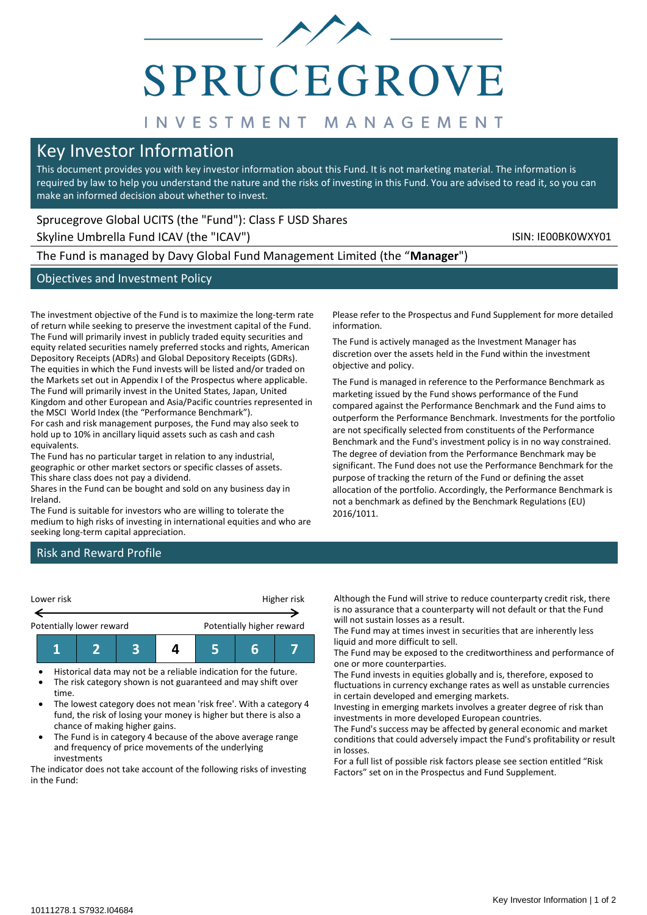# SPRUCEGROVE

INVESTMENT MANAGEMENT

## Key Investor Information

This document provides you with key investor information about this Fund. It is not marketing material. The information is required by law to help you understand the nature and the risks of investing in this Fund. You are advised to read it, so you can make an informed decision about whether to invest.

Sprucegrove Global UCITS (the "Fund"): Class F USD Shares

Skyline Umbrella Fund ICAV (the "ICAV") ISIN: IE00BK0WXY01

The Fund is managed by Davy Global Fund Management Limited (the "**Manager**")

## Objectives and Investment Policy

The investment objective of the Fund is to maximize the long-term rate of return while seeking to preserve the investment capital of the Fund. The Fund will primarily invest in publicly traded equity securities and equity related securities namely preferred stocks and rights, American Depository Receipts (ADRs) and Global Depository Receipts (GDRs). The equities in which the Fund invests will be listed and/or traded on the Markets set out in Appendix I of the Prospectus where applicable. The Fund will primarily invest in the United States, Japan, United Kingdom and other European and Asia/Pacific countries represented in the MSCI World Index (the "Performance Benchmark").

For cash and risk management purposes, the Fund may also seek to hold up to 10% in ancillary liquid assets such as cash and cash equivalents.

The Fund has no particular target in relation to any industrial, geographic or other market sectors or specific classes of assets.

This share class does not pay a dividend.

Shares in the Fund can be bought and sold on any business day in Ireland.

The Fund is suitable for investors who are willing to tolerate the medium to high risks of investing in international equities and who are seeking long-term capital appreciation.

Please refer to the Prospectus and Fund Supplement for more detailed information.

The Fund is actively managed as the Investment Manager has discretion over the assets held in the Fund within the investment objective and policy.

The Fund is managed in reference to the Performance Benchmark as marketing issued by the Fund shows performance of the Fund compared against the Performance Benchmark and the Fund aims to outperform the Performance Benchmark. Investments for the portfolio are not specifically selected from constituents of the Performance Benchmark and the Fund's investment policy is in no way constrained. The degree of deviation from the Performance Benchmark may be significant. The Fund does not use the Performance Benchmark for the purpose of tracking the return of the Fund or defining the asset allocation of the portfolio. Accordingly, the Performance Benchmark is not a benchmark as defined by the Benchmark Regulations (EU) 2016/1011.

## Risk and Reward Profile

Lower risk ← → Higher risk

Potentially lower reward — Potentially higher reward

| 1 | 2 | 3 | **4** | 5 | 6 | 7 |
|---|---|---|---|---|---|---|

- Historical data may not be a reliable indication for the future.
- The risk category shown is not guaranteed and may shift over time.
- The lowest category does not mean 'risk free'. With a category 4 fund, the risk of losing your money is higher but there is also a chance of making higher gains.
- The Fund is in category 4 because of the above average range and frequency of price movements of the underlying investments

The indicator does not take account of the following risks of investing in the Fund:

Although the Fund will strive to reduce counterparty credit risk, there is no assurance that a counterparty will not default or that the Fund will not sustain losses as a result.

The Fund may at times invest in securities that are inherently less liquid and more difficult to sell.

The Fund may be exposed to the creditworthiness and performance of one or more counterparties.

The Fund invests in equities globally and is, therefore, exposed to fluctuations in currency exchange rates as well as unstable currencies in certain developed and emerging markets.

Investing in emerging markets involves a greater degree of risk than investments in more developed European countries.

The Fund's success may be affected by general economic and market conditions that could adversely impact the Fund's profitability or result in losses.

For a full list of possible risk factors please see section entitled "Risk Factors" set on in the Prospectus and Fund Supplement.

10111278.1 S7932.I04684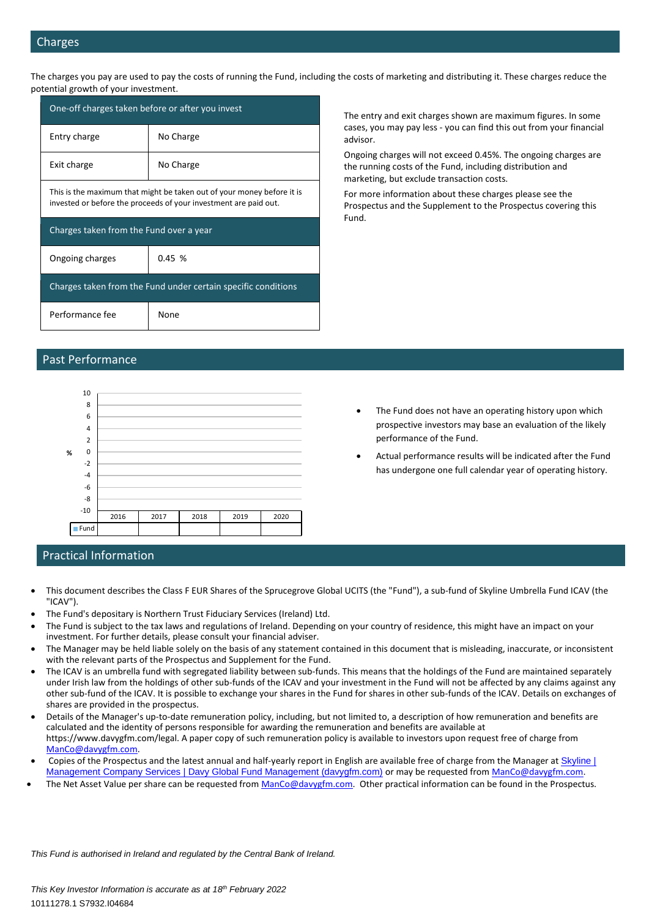## Charges

The charges you pay are used to pay the costs of running the Fund, including the costs of marketing and distributing it. These charges reduce the potential growth of your investment.

| One-off charges taken before or after you invest | |
|---|---|
| Entry charge | No Charge |
| Exit charge | No Charge |
| This is the maximum that might be taken out of your money before it is invested or before the proceeds of your investment are paid out. | |
| **Charges taken from the Fund over a year** | |
| Ongoing charges | 0.45 % |
| **Charges taken from the Fund under certain specific conditions** | |
| Performance fee | None |

The entry and exit charges shown are maximum figures. In some cases, you may pay less - you can find this out from your financial advisor.

Ongoing charges will not exceed 0.45%. The ongoing charges are the running costs of the Fund, including distribution and marketing, but exclude transaction costs.

For more information about these charges please see the Prospectus and the Supplement to the Prospectus covering this Fund.

## Past Performance

%

10
8
6
4
2
0
-2
-4
-6
-8
-10

2016 2017 2018 2019 2020

Fund

- The Fund does not have an operating history upon which prospective investors may base an evaluation of the likely performance of the Fund.
- Actual performance results will be indicated after the Fund has undergone one full calendar year of operating history.

## Practical Information

- This document describes the Class F EUR Shares of the Sprucegrove Global UCITS (the "Fund"), a sub-fund of Skyline Umbrella Fund ICAV (the "ICAV").
- The Fund's depositary is Northern Trust Fiduciary Services (Ireland) Ltd.
- The Fund is subject to the tax laws and regulations of Ireland. Depending on your country of residence, this might have an impact on your investment. For further details, please consult your financial adviser.
- The Manager may be held liable solely on the basis of any statement contained in this document that is misleading, inaccurate, or inconsistent with the relevant parts of the Prospectus and Supplement for the Fund.
- The ICAV is an umbrella fund with segregated liability between sub-funds. This means that the holdings of the Fund are maintained separately under Irish law from the holdings of other sub-funds of the ICAV and your investment in the Fund will not be affected by any claims against any other sub-fund of the ICAV. It is possible to exchange your shares in the Fund for shares in other sub-funds of the ICAV. Details on exchanges of shares are provided in the prospectus.
- Details of the Manager's up-to-date remuneration policy, including, but not limited to, a description of how remuneration and benefits are calculated and the identity of persons responsible for awarding the remuneration and benefits are available at https://www.davygfm.com/legal. A paper copy of such remuneration policy is available to investors upon request free of charge from ManCo@davygfm.com.
- Copies of the Prospectus and the latest annual and half-yearly report in English are available free of charge from the Manager at Skyline | Management Company Services | Davy Global Fund Management (davygfm.com) or may be requested from ManCo@davygfm.com.
- The Net Asset Value per share can be requested from ManCo@davygfm.com. Other practical information can be found in the Prospectus.

*This Fund is authorised in Ireland and regulated by the Central Bank of Ireland.*

*This Key Investor Information is accurate as at 18th February 2022*

10111278.1 S7932.I04684